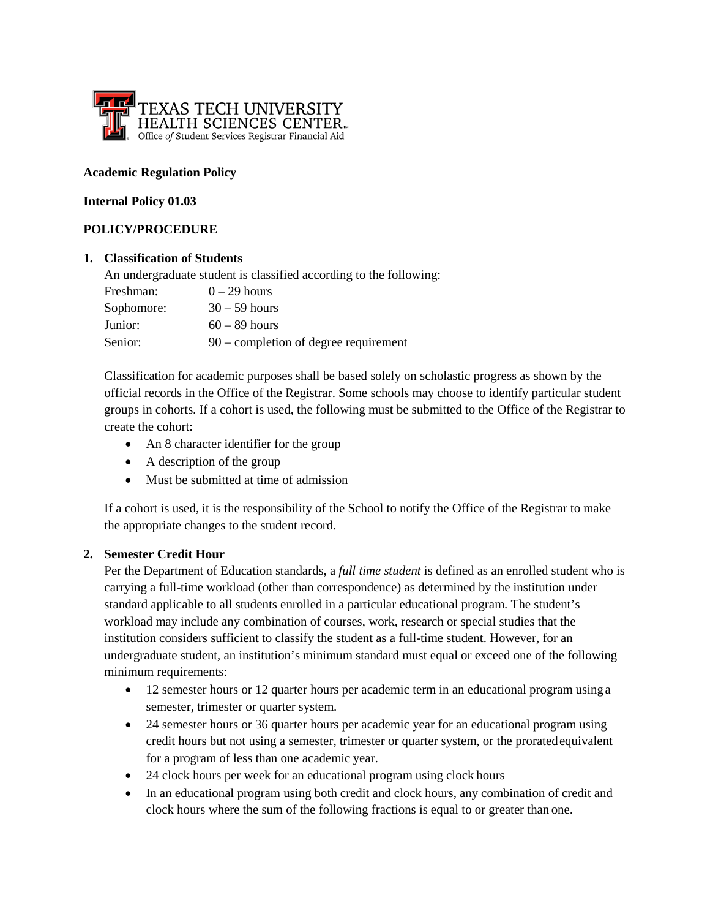TEXAS TECH UNIVERSITY
HEALTH SCIENCES CENTER
Office *of* Student Services Registrar Financial Aid

**Academic Regulation Policy**

**Internal Policy 01.03**

**POLICY/PROCEDURE**

1. **Classification of Students**

   An undergraduate student is classified according to the following:

   | | |
   |---|---|
   | Freshman: | 0 – 29 hours |
   | Sophomore: | 30 – 59 hours |
   | Junior: | 60 – 89 hours |
   | Senior: | 90 – completion of degree requirement |

   Classification for academic purposes shall be based solely on scholastic progress as shown by the official records in the Office of the Registrar. Some schools may choose to identify particular student groups in cohorts. If a cohort is used, the following must be submitted to the Office of the Registrar to create the cohort:

   - An 8 character identifier for the group
   - A description of the group
   - Must be submitted at time of admission

   If a cohort is used, it is the responsibility of the School to notify the Office of the Registrar to make the appropriate changes to the student record.

2. **Semester Credit Hour**

   Per the Department of Education standards, a *full time student* is defined as an enrolled student who is carrying a full-time workload (other than correspondence) as determined by the institution under standard applicable to all students enrolled in a particular educational program. The student's workload may include any combination of courses, work, research or special studies that the institution considers sufficient to classify the student as a full-time student. However, for an undergraduate student, an institution's minimum standard must equal or exceed one of the following minimum requirements:

   - 12 semester hours or 12 quarter hours per academic term in an educational program using a semester, trimester or quarter system.
   - 24 semester hours or 36 quarter hours per academic year for an educational program using credit hours but not using a semester, trimester or quarter system, or the prorated equivalent for a program of less than one academic year.
   - 24 clock hours per week for an educational program using clock hours
   - In an educational program using both credit and clock hours, any combination of credit and clock hours where the sum of the following fractions is equal to or greater than one.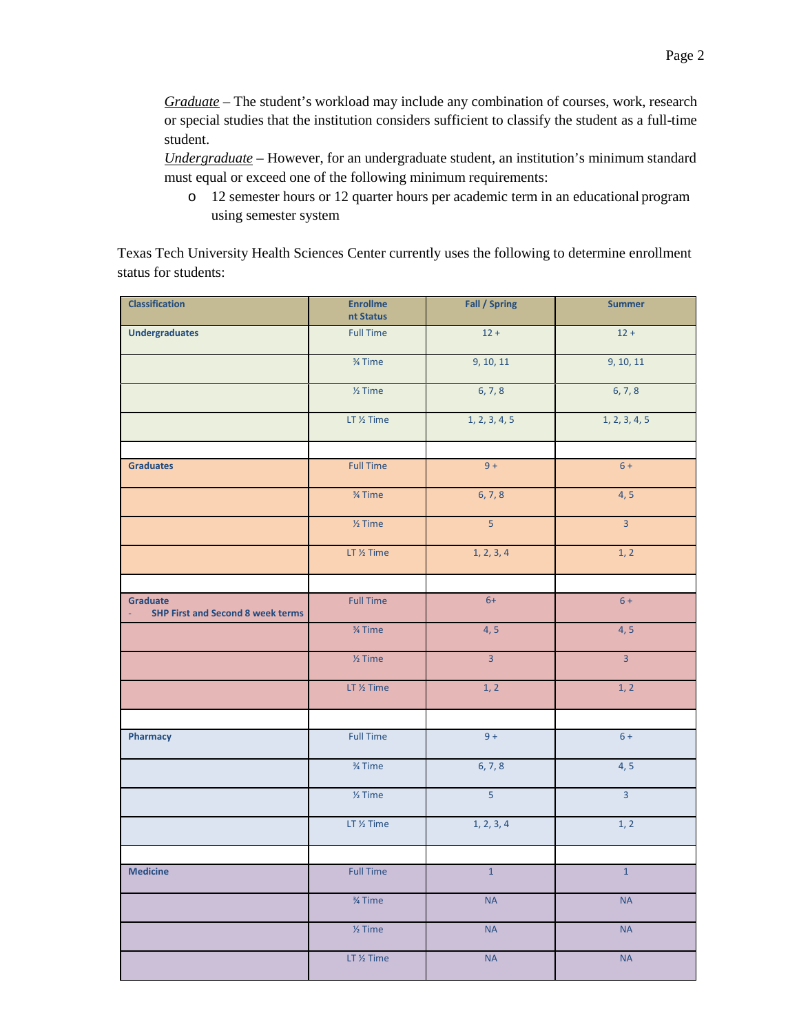*Graduate* – The student's workload may include any combination of courses, work, research or special studies that the institution considers sufficient to classify the student as a full-time student.

*Undergraduate* – However, for an undergraduate student, an institution's minimum standard must equal or exceed one of the following minimum requirements:

- 12 semester hours or 12 quarter hours per academic term in an educational program using semester system

Texas Tech University Health Sciences Center currently uses the following to determine enrollment status for students:

| Classification | Enrollment Status | Fall / Spring | Summer |
|---|---|---|---|
| **Undergraduates** | Full Time | 12 + | 12 + |
| | ¾ Time | 9, 10, 11 | 9, 10, 11 |
| | ½ Time | 6, 7, 8 | 6, 7, 8 |
| | LT ½ Time | 1, 2, 3, 4, 5 | 1, 2, 3, 4, 5 |
| | | | |
| **Graduates** | Full Time | 9 + | 6 + |
| | ¾ Time | 6, 7, 8 | 4, 5 |
| | ½ Time | 5 | 3 |
| | LT ½ Time | 1, 2, 3, 4 | 1, 2 |
| | | | |
| **Graduate** - **SHP First and Second 8 week terms** | Full Time | 6+ | 6 + |
| | ¾ Time | 4, 5 | 4, 5 |
| | ½ Time | 3 | 3 |
| | LT ½ Time | 1, 2 | 1, 2 |
| | | | |
| **Pharmacy** | Full Time | 9 + | 6 + |
| | ¾ Time | 6, 7, 8 | 4, 5 |
| | ½ Time | 5 | 3 |
| | LT ½ Time | 1, 2, 3, 4 | 1, 2 |
| | | | |
| **Medicine** | Full Time | 1 | 1 |
| | ¾ Time | NA | NA |
| | ½ Time | NA | NA |
| | LT ½ Time | NA | NA |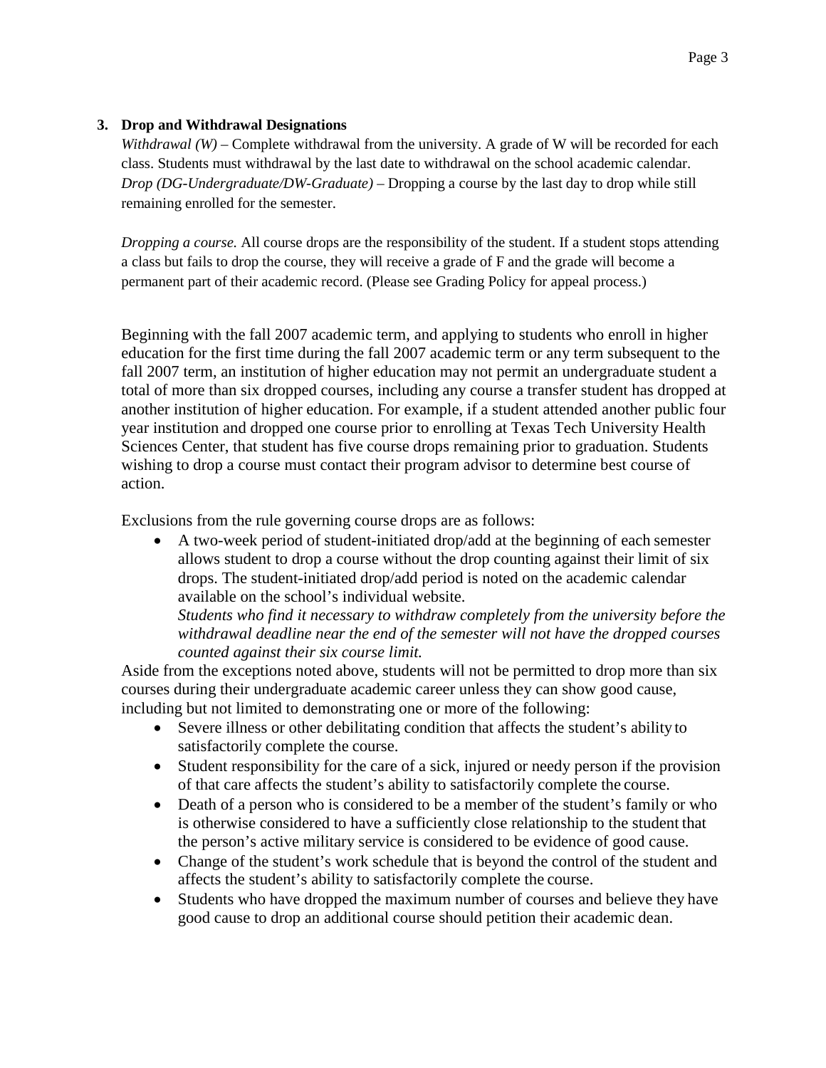### 3. Drop and Withdrawal Designations

*Withdrawal (W)* – Complete withdrawal from the university. A grade of W will be recorded for each class. Students must withdrawal by the last date to withdrawal on the school academic calendar.
*Drop (DG-Undergraduate/DW-Graduate)* – Dropping a course by the last day to drop while still remaining enrolled for the semester.

*Dropping a course.* All course drops are the responsibility of the student. If a student stops attending a class but fails to drop the course, they will receive a grade of F and the grade will become a permanent part of their academic record. (Please see Grading Policy for appeal process.)

Beginning with the fall 2007 academic term, and applying to students who enroll in higher education for the first time during the fall 2007 academic term or any term subsequent to the fall 2007 term, an institution of higher education may not permit an undergraduate student a total of more than six dropped courses, including any course a transfer student has dropped at another institution of higher education. For example, if a student attended another public four year institution and dropped one course prior to enrolling at Texas Tech University Health Sciences Center, that student has five course drops remaining prior to graduation. Students wishing to drop a course must contact their program advisor to determine best course of action.

Exclusions from the rule governing course drops are as follows:

- A two-week period of student-initiated drop/add at the beginning of each semester allows student to drop a course without the drop counting against their limit of six drops. The student-initiated drop/add period is noted on the academic calendar available on the school's individual website.
  *Students who find it necessary to withdraw completely from the university before the withdrawal deadline near the end of the semester will not have the dropped courses counted against their six course limit.*

Aside from the exceptions noted above, students will not be permitted to drop more than six courses during their undergraduate academic career unless they can show good cause, including but not limited to demonstrating one or more of the following:

- Severe illness or other debilitating condition that affects the student's ability to satisfactorily complete the course.
- Student responsibility for the care of a sick, injured or needy person if the provision of that care affects the student's ability to satisfactorily complete the course.
- Death of a person who is considered to be a member of the student's family or who is otherwise considered to have a sufficiently close relationship to the student that the person's active military service is considered to be evidence of good cause.
- Change of the student's work schedule that is beyond the control of the student and affects the student's ability to satisfactorily complete the course.
- Students who have dropped the maximum number of courses and believe they have good cause to drop an additional course should petition their academic dean.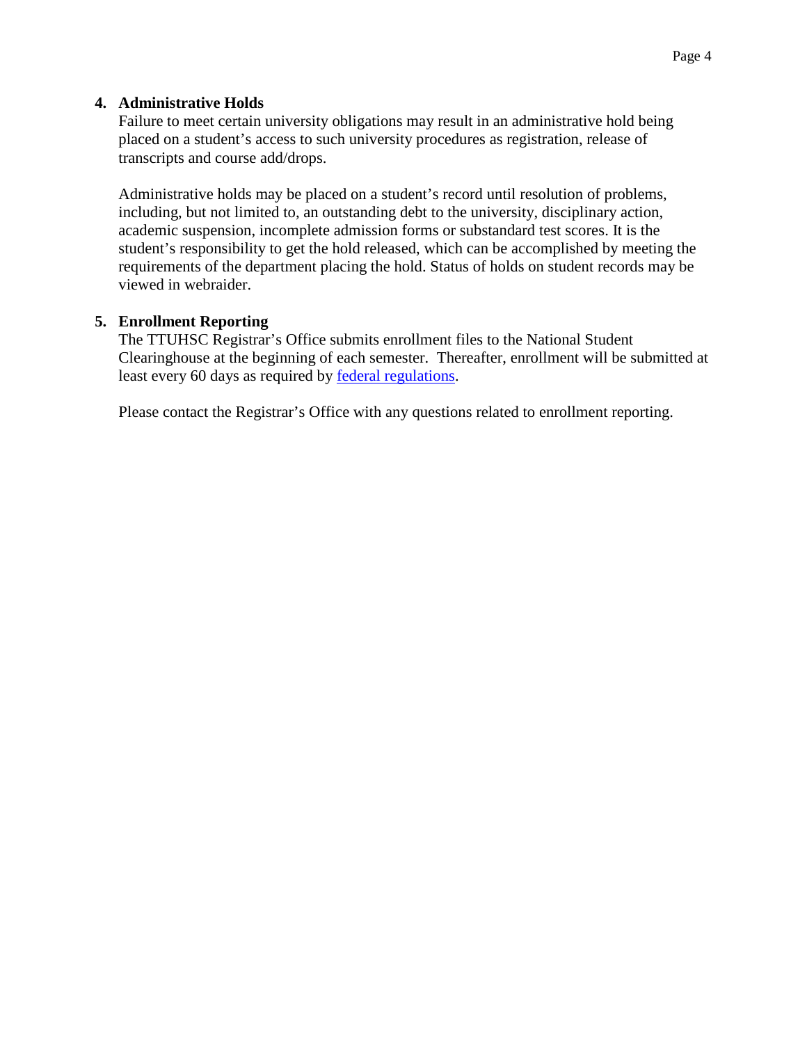**4. Administrative Holds**

Failure to meet certain university obligations may result in an administrative hold being placed on a student's access to such university procedures as registration, release of transcripts and course add/drops.

Administrative holds may be placed on a student's record until resolution of problems, including, but not limited to, an outstanding debt to the university, disciplinary action, academic suspension, incomplete admission forms or substandard test scores. It is the student's responsibility to get the hold released, which can be accomplished by meeting the requirements of the department placing the hold. Status of holds on student records may be viewed in webraider.

**5. Enrollment Reporting**

The TTUHSC Registrar's Office submits enrollment files to the National Student Clearinghouse at the beginning of each semester. Thereafter, enrollment will be submitted at least every 60 days as required by federal regulations.

Please contact the Registrar's Office with any questions related to enrollment reporting.